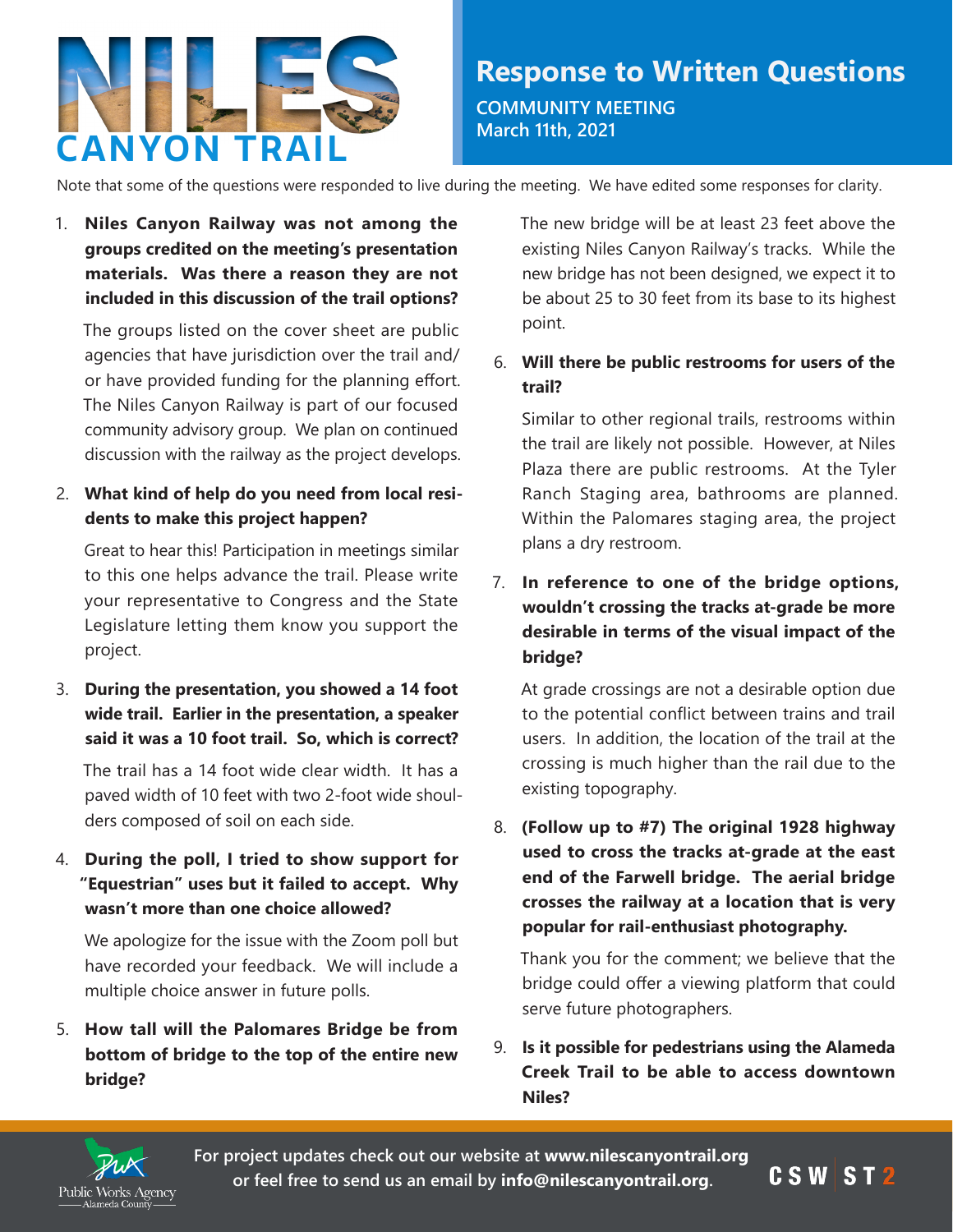# NILES CANYON TRAIL

## Response to Written Questions

**COMMUNITY MEETING**
**March 11th, 2021**

Note that some of the questions were responded to live during the meeting. We have edited some responses for clarity.

1. **Niles Canyon Railway was not among the groups credited on the meeting's presentation materials. Was there a reason they are not included in this discussion of the trail options?**

   The groups listed on the cover sheet are public agencies that have jurisdiction over the trail and/or have provided funding for the planning effort. The Niles Canyon Railway is part of our focused community advisory group. We plan on continued discussion with the railway as the project develops.

2. **What kind of help do you need from local residents to make this project happen?**

   Great to hear this! Participation in meetings similar to this one helps advance the trail. Please write your representative to Congress and the State Legislature letting them know you support the project.

3. **During the presentation, you showed a 14 foot wide trail. Earlier in the presentation, a speaker said it was a 10 foot trail. So, which is correct?**

   The trail has a 14 foot wide clear width. It has a paved width of 10 feet with two 2-foot wide shoulders composed of soil on each side.

4. **During the poll, I tried to show support for "Equestrian" uses but it failed to accept. Why wasn't more than one choice allowed?**

   We apologize for the issue with the Zoom poll but have recorded your feedback. We will include a multiple choice answer in future polls.

5. **How tall will the Palomares Bridge be from bottom of bridge to the top of the entire new bridge?**

   The new bridge will be at least 23 feet above the existing Niles Canyon Railway's tracks. While the new bridge has not been designed, we expect it to be about 25 to 30 feet from its base to its highest point.

6. **Will there be public restrooms for users of the trail?**

   Similar to other regional trails, restrooms within the trail are likely not possible. However, at Niles Plaza there are public restrooms. At the Tyler Ranch Staging area, bathrooms are planned. Within the Palomares staging area, the project plans a dry restroom.

7. **In reference to one of the bridge options, wouldn't crossing the tracks at-grade be more desirable in terms of the visual impact of the bridge?**

   At grade crossings are not a desirable option due to the potential conflict between trains and trail users. In addition, the location of the trail at the crossing is much higher than the rail due to the existing topography.

8. **(Follow up to #7) The original 1928 highway used to cross the tracks at-grade at the east end of the Farwell bridge. The aerial bridge crosses the railway at a location that is very popular for rail-enthusiast photography.**

   Thank you for the comment; we believe that the bridge could offer a viewing platform that could serve future photographers.

9. **Is it possible for pedestrians using the Alameda Creek Trail to be able to access downtown Niles?**

For project updates check out our website at **www.nilescanyontrail.org** or feel free to send us an email by **info@nilescanyontrail.org**.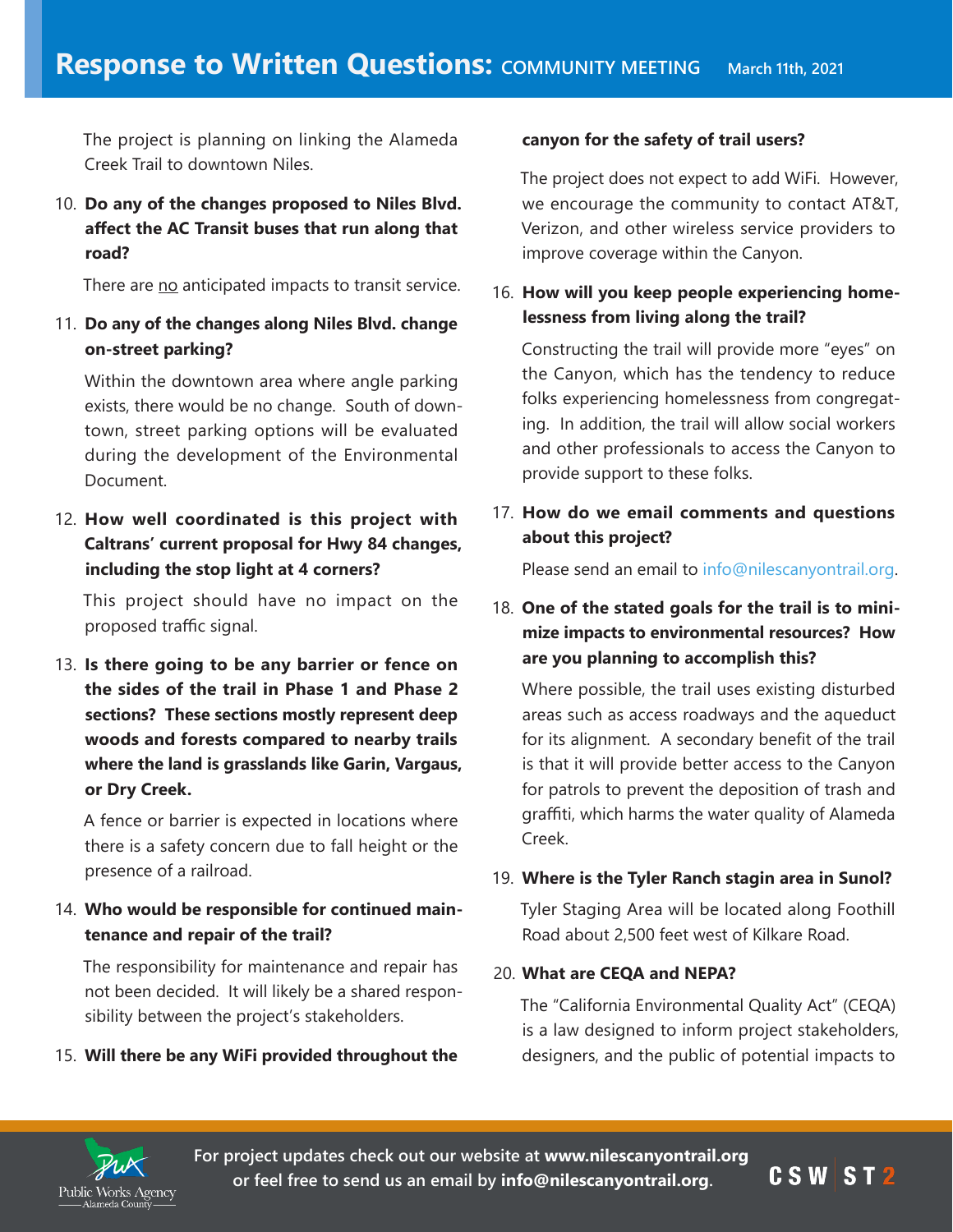The project is planning on linking the Alameda Creek Trail to downtown Niles.

10. **Do any of the changes proposed to Niles Blvd. affect the AC Transit buses that run along that road?**

    There are no anticipated impacts to transit service.

11. **Do any of the changes along Niles Blvd. change on-street parking?**

    Within the downtown area where angle parking exists, there would be no change. South of downtown, street parking options will be evaluated during the development of the Environmental Document.

12. **How well coordinated is this project with Caltrans' current proposal for Hwy 84 changes, including the stop light at 4 corners?**

    This project should have no impact on the proposed traffic signal.

13. **Is there going to be any barrier or fence on the sides of the trail in Phase 1 and Phase 2 sections? These sections mostly represent deep woods and forests compared to nearby trails where the land is grasslands like Garin, Vargaus, or Dry Creek.**

    A fence or barrier is expected in locations where there is a safety concern due to fall height or the presence of a railroad.

14. **Who would be responsible for continued maintenance and repair of the trail?**

    The responsibility for maintenance and repair has not been decided. It will likely be a shared responsibility between the project's stakeholders.

15. **Will there be any WiFi provided throughout the canyon for the safety of trail users?**

    The project does not expect to add WiFi. However, we encourage the community to contact AT&T, Verizon, and other wireless service providers to improve coverage within the Canyon.

16. **How will you keep people experiencing homelessness from living along the trail?**

    Constructing the trail will provide more "eyes" on the Canyon, which has the tendency to reduce folks experiencing homelessness from congregating. In addition, the trail will allow social workers and other professionals to access the Canyon to provide support to these folks.

17. **How do we email comments and questions about this project?**

    Please send an email to info@nilescanyontrail.org.

18. **One of the stated goals for the trail is to minimize impacts to environmental resources? How are you planning to accomplish this?**

    Where possible, the trail uses existing disturbed areas such as access roadways and the aqueduct for its alignment. A secondary benefit of the trail is that it will provide better access to the Canyon for patrols to prevent the deposition of trash and graffiti, which harms the water quality of Alameda Creek.

19. **Where is the Tyler Ranch stagin area in Sunol?**

    Tyler Staging Area will be located along Foothill Road about 2,500 feet west of Kilkare Road.

20. **What are CEQA and NEPA?**

    The "California Environmental Quality Act" (CEQA) is a law designed to inform project stakeholders, designers, and the public of potential impacts to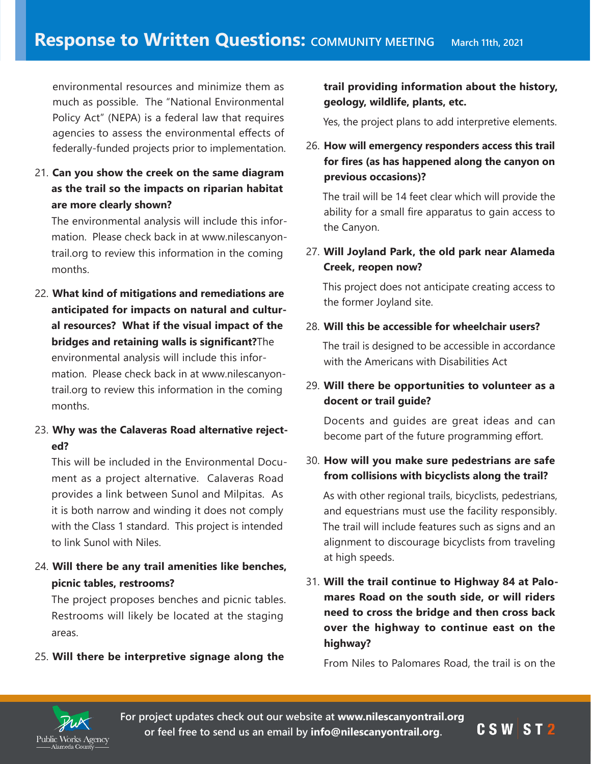environmental resources and minimize them as much as possible. The "National Environmental Policy Act" (NEPA) is a federal law that requires agencies to assess the environmental effects of federally-funded projects prior to implementation.

21. **Can you show the creek on the same diagram as the trail so the impacts on riparian habitat are more clearly shown?**

    The environmental analysis will include this information. Please check back in at www.nilescanyontrail.org to review this information in the coming months.

22. **What kind of mitigations and remediations are anticipated for impacts on natural and cultural resources? What if the visual impact of the bridges and retaining walls is significant?** The environmental analysis will include this information. Please check back in at www.nilescanyontrail.org to review this information in the coming months.

23. **Why was the Calaveras Road alternative rejected?**

    This will be included in the Environmental Document as a project alternative. Calaveras Road provides a link between Sunol and Milpitas. As it is both narrow and winding it does not comply with the Class 1 standard. This project is intended to link Sunol with Niles.

24. **Will there be any trail amenities like benches, picnic tables, restrooms?**

    The project proposes benches and picnic tables. Restrooms will likely be located at the staging areas.

25. **Will there be interpretive signage along the trail providing information about the history, geology, wildlife, plants, etc.**

    Yes, the project plans to add interpretive elements.

26. **How will emergency responders access this trail for fires (as has happened along the canyon on previous occasions)?**

    The trail will be 14 feet clear which will provide the ability for a small fire apparatus to gain access to the Canyon.

27. **Will Joyland Park, the old park near Alameda Creek, reopen now?**

    This project does not anticipate creating access to the former Joyland site.

28. **Will this be accessible for wheelchair users?**

    The trail is designed to be accessible in accordance with the Americans with Disabilities Act

29. **Will there be opportunities to volunteer as a docent or trail guide?**

    Docents and guides are great ideas and can become part of the future programming effort.

30. **How will you make sure pedestrians are safe from collisions with bicyclists along the trail?**

    As with other regional trails, bicyclists, pedestrians, and equestrians must use the facility responsibly. The trail will include features such as signs and an alignment to discourage bicyclists from traveling at high speeds.

31. **Will the trail continue to Highway 84 at Palomares Road on the south side, or will riders need to cross the bridge and then cross back over the highway to continue east on the highway?**

    From Niles to Palomares Road, the trail is on the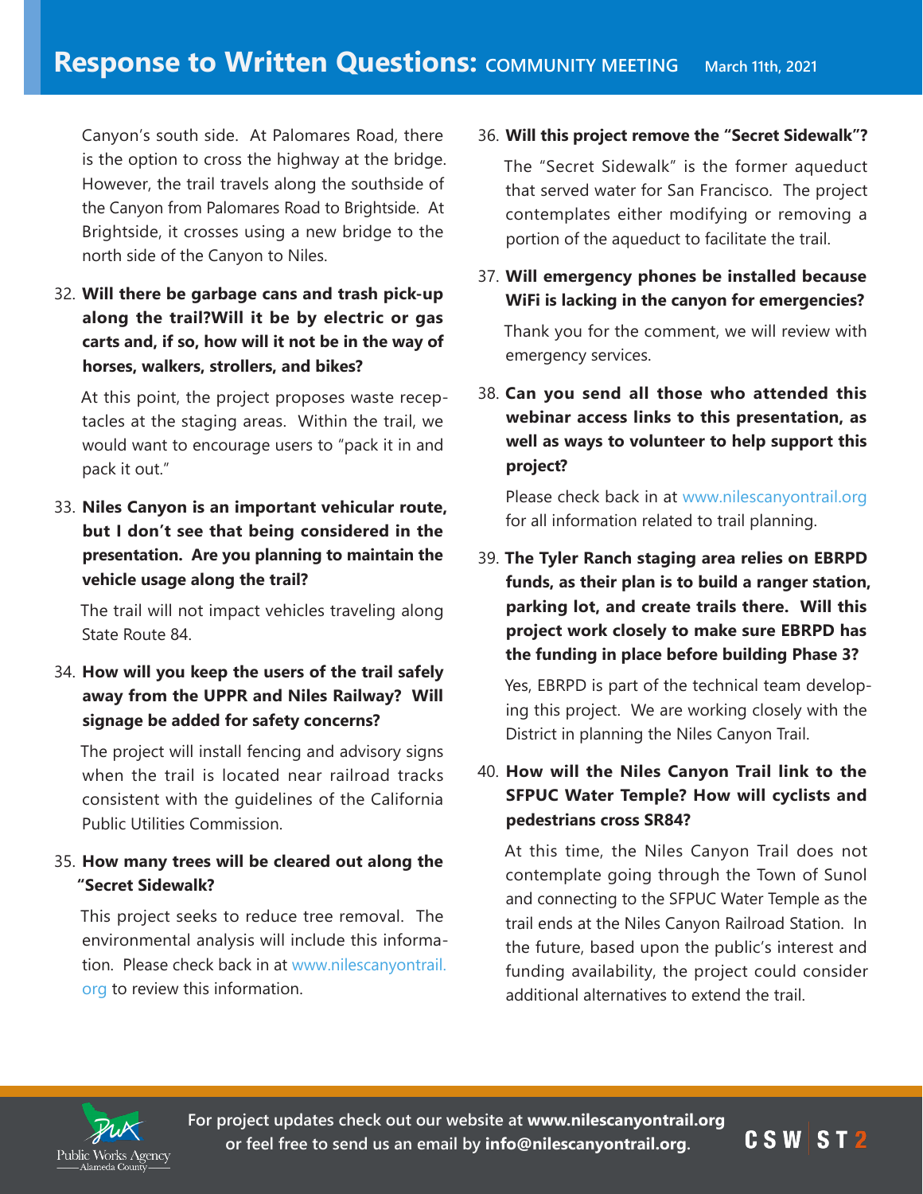Canyon's south side. At Palomares Road, there is the option to cross the highway at the bridge. However, the trail travels along the southside of the Canyon from Palomares Road to Brightside. At Brightside, it crosses using a new bridge to the north side of the Canyon to Niles.

32. **Will there be garbage cans and trash pick-up along the trail?Will it be by electric or gas carts and, if so, how will it not be in the way of horses, walkers, strollers, and bikes?**

    At this point, the project proposes waste receptacles at the staging areas. Within the trail, we would want to encourage users to "pack it in and pack it out."

33. **Niles Canyon is an important vehicular route, but I don't see that being considered in the presentation. Are you planning to maintain the vehicle usage along the trail?**

    The trail will not impact vehicles traveling along State Route 84.

34. **How will you keep the users of the trail safely away from the UPPR and Niles Railway? Will signage be added for safety concerns?**

    The project will install fencing and advisory signs when the trail is located near railroad tracks consistent with the guidelines of the California Public Utilities Commission.

35. **How many trees will be cleared out along the "Secret Sidewalk?**

    This project seeks to reduce tree removal. The environmental analysis will include this information. Please check back in at www.nilescanyontrail.org to review this information.

36. **Will this project remove the "Secret Sidewalk"?**

    The "Secret Sidewalk" is the former aqueduct that served water for San Francisco. The project contemplates either modifying or removing a portion of the aqueduct to facilitate the trail.

37. **Will emergency phones be installed because WiFi is lacking in the canyon for emergencies?**

    Thank you for the comment, we will review with emergency services.

38. **Can you send all those who attended this webinar access links to this presentation, as well as ways to volunteer to help support this project?**

    Please check back in at www.nilescanyontrail.org for all information related to trail planning.

39. **The Tyler Ranch staging area relies on EBRPD funds, as their plan is to build a ranger station, parking lot, and create trails there. Will this project work closely to make sure EBRPD has the funding in place before building Phase 3?**

    Yes, EBRPD is part of the technical team developing this project. We are working closely with the District in planning the Niles Canyon Trail.

40. **How will the Niles Canyon Trail link to the SFPUC Water Temple? How will cyclists and pedestrians cross SR84?**

    At this time, the Niles Canyon Trail does not contemplate going through the Town of Sunol and connecting to the SFPUC Water Temple as the trail ends at the Niles Canyon Railroad Station. In the future, based upon the public's interest and funding availability, the project could consider additional alternatives to extend the trail.

For project updates check out our website at **www.nilescanyontrail.org** or feel free to send us an email by **info@nilescanyontrail.org**.